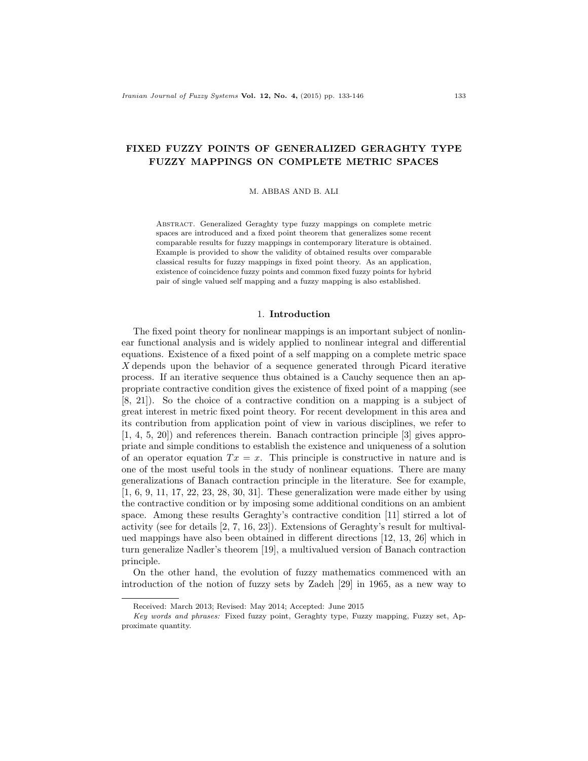# FIXED FUZZY POINTS OF GENERALIZED GERAGHTY TYPE FUZZY MAPPINGS ON COMPLETE METRIC SPACES

M. ABBAS AND B. ALI

Abstract. Generalized Geraghty type fuzzy mappings on complete metric spaces are introduced and a fixed point theorem that generalizes some recent comparable results for fuzzy mappings in contemporary literature is obtained. Example is provided to show the validity of obtained results over comparable classical results for fuzzy mappings in fixed point theory. As an application, existence of coincidence fuzzy points and common fixed fuzzy points for hybrid pair of single valued self mapping and a fuzzy mapping is also established.

## 1. Introduction

The fixed point theory for nonlinear mappings is an important subject of nonlinear functional analysis and is widely applied to nonlinear integral and differential equations. Existence of a fixed point of a self mapping on a complete metric space $X$ depends upon the behavior of a sequence generated through Picard iterative process. If an iterative sequence thus obtained is a Cauchy sequence then an appropriate contractive condition gives the existence of fixed point of a mapping (see [8, 21]). So the choice of a contractive condition on a mapping is a subject of great interest in metric fixed point theory. For recent development in this area and its contribution from application point of view in various disciplines, we refer to [1, 4, 5, 20]) and references therein. Banach contraction principle [3] gives appropriate and simple conditions to establish the existence and uniqueness of a solution of an operator equation $Tx = x$. This principle is constructive in nature and is one of the most useful tools in the study of nonlinear equations. There are many generalizations of Banach contraction principle in the literature. See for example, [1, 6, 9, 11, 17, 22, 23, 28, 30, 31]. These generalization were made either by using the contractive condition or by imposing some additional conditions on an ambient space. Among these results Geraghty's contractive condition [11] stirred a lot of activity (see for details [2, 7, 16, 23]). Extensions of Geraghty's result for multivalued mappings have also been obtained in different directions [12, 13, 26] which in turn generalize Nadler's theorem [19], a multivalued version of Banach contraction principle.

On the other hand, the evolution of fuzzy mathematics commenced with an introduction of the notion of fuzzy sets by Zadeh [29] in 1965, as a new way to

---

Received: March 2013; Revised: May 2014; Accepted: June 2015

*Key words and phrases:* Fixed fuzzy point, Geraghty type, Fuzzy mapping, Fuzzy set, Approximate quantity.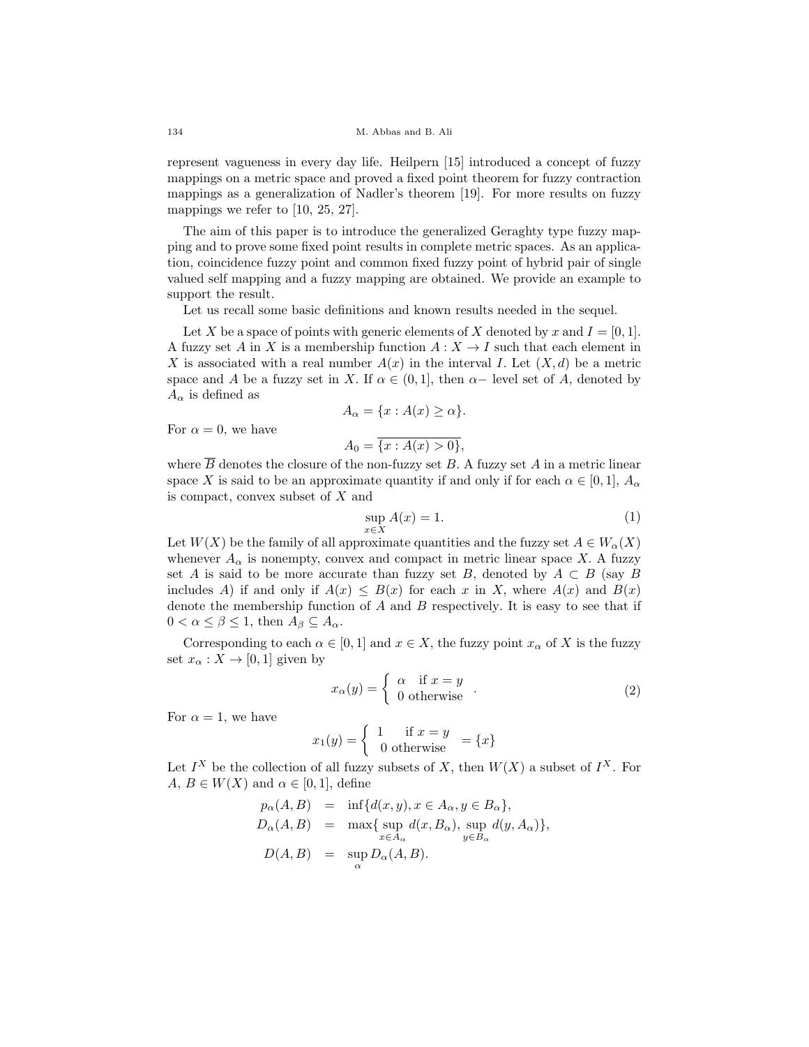represent vagueness in every day life. Heilpern [15] introduced a concept of fuzzy mappings on a metric space and proved a fixed point theorem for fuzzy contraction mappings as a generalization of Nadler's theorem [19]. For more results on fuzzy mappings we refer to [10, 25, 27].

The aim of this paper is to introduce the generalized Geraghty type fuzzy mapping and to prove some fixed point results in complete metric spaces. As an application, coincidence fuzzy point and common fixed fuzzy point of hybrid pair of single valued self mapping and a fuzzy mapping are obtained. We provide an example to support the result.

Let us recall some basic definitions and known results needed in the sequel.

Let $X$ be a space of points with generic elements of $X$ denoted by $x$ and $I = [0, 1]$. A fuzzy set $A$ in $X$ is a membership function $A : X \to I$ such that each element in $X$ is associated with a real number $A(x)$ in the interval $I$. Let $(X, d)$ be a metric space and $A$ be a fuzzy set in $X$. If $\alpha \in (0, 1]$, then $\alpha-$ level set of $A$, denoted by $A_\alpha$ is defined as

$$A_\alpha = \{x : A(x) \geq \alpha\}.$$

For $\alpha = 0$, we have

$$A_0 = \overline{\{x : A(x) > 0\}},$$

where $\overline{B}$ denotes the closure of the non-fuzzy set $B$. A fuzzy set $A$ in a metric linear space $X$ is said to be an approximate quantity if and only if for each $\alpha \in [0, 1]$, $A_\alpha$ is compact, convex subset of $X$ and

$$\sup_{x \in X} A(x) = 1. \tag{1}$$

Let $W(X)$ be the family of all approximate quantities and the fuzzy set $A \in W_\alpha(X)$ whenever $A_\alpha$ is nonempty, convex and compact in metric linear space $X$. A fuzzy set $A$ is said to be more accurate than fuzzy set $B$, denoted by $A \subset B$ (say $B$ includes $A$) if and only if $A(x) \leq B(x)$ for each $x$ in $X$, where $A(x)$ and $B(x)$ denote the membership function of $A$ and $B$ respectively. It is easy to see that if $0 < \alpha \leq \beta \leq 1$, then $A_\beta \subseteq A_\alpha$.

Corresponding to each $\alpha \in [0, 1]$ and $x \in X$, the fuzzy point $x_\alpha$ of $X$ is the fuzzy set $x_\alpha : X \to [0, 1]$ given by

$$x_\alpha(y) = \begin{cases} \alpha & \text{if } x = y \\ 0 & \text{otherwise} \end{cases}. \tag{2}$$

For $\alpha = 1$, we have

$$x_1(y) = \begin{cases} 1 & \text{if } x = y \\ 0 & \text{otherwise} \end{cases} = \{x\}$$

Let $I^X$ be the collection of all fuzzy subsets of $X$, then $W(X)$ a subset of $I^X$. For $A$, $B \in W(X)$ and $\alpha \in [0, 1]$, define

$$\begin{aligned} p_\alpha(A, B) &= \inf\{d(x, y), x \in A_\alpha, y \in B_\alpha\}, \\ D_\alpha(A, B) &= \max\{\sup_{x \in A_\alpha} d(x, B_\alpha), \sup_{y \in B_\alpha} d(y, A_\alpha)\}, \\ D(A, B) &= \sup_\alpha D_\alpha(A, B). \end{aligned}$$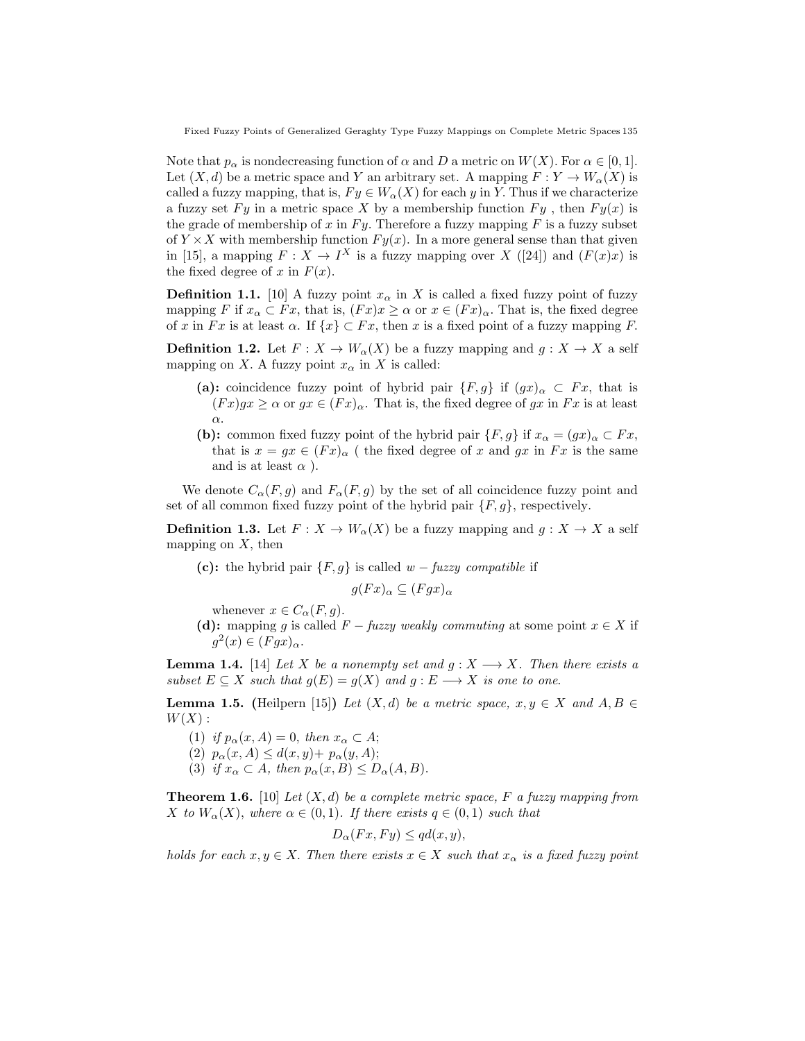Note that $p_\alpha$ is nondecreasing function of $\alpha$ and $D$ a metric on $W(X)$. For $\alpha \in [0,1]$. Let $(X,d)$ be a metric space and $Y$ an arbitrary set. A mapping $F : Y \to W_\alpha(X)$ is called a fuzzy mapping, that is, $Fy \in W_\alpha(X)$ for each $y$ in $Y$. Thus if we characterize a fuzzy set $Fy$ in a metric space $X$ by a membership function $Fy$ , then $Fy(x)$ is the grade of membership of $x$ in $Fy$. Therefore a fuzzy mapping $F$ is a fuzzy subset of $Y \times X$ with membership function $Fy(x)$. In a more general sense than that given in [15], a mapping $F : X \to I^X$ is a fuzzy mapping over $X$ ([24]) and $(F(x)x)$ is the fixed degree of $x$ in $F(x)$.

**Definition 1.1.** [10] A fuzzy point $x_\alpha$ in $X$ is called a fixed fuzzy point of fuzzy mapping $F$ if $x_\alpha \subset Fx$, that is, $(Fx)x \geq \alpha$ or $x \in (Fx)_\alpha$. That is, the fixed degree of $x$ in $Fx$ is at least $\alpha$. If $\{x\} \subset Fx$, then $x$ is a fixed point of a fuzzy mapping $F$.

**Definition 1.2.** Let $F : X \to W_\alpha(X)$ be a fuzzy mapping and $g : X \to X$ a self mapping on $X$. A fuzzy point $x_\alpha$ in $X$ is called:

- **(a):** coincidence fuzzy point of hybrid pair $\{F, g\}$ if $(gx)_\alpha \subset Fx$, that is $(Fx)gx \geq \alpha$ or $gx \in (Fx)_\alpha$. That is, the fixed degree of $gx$ in $Fx$ is at least $\alpha$.
- **(b):** common fixed fuzzy point of the hybrid pair $\{F, g\}$ if $x_\alpha = (gx)_\alpha \subset Fx$, that is $x = gx \in (Fx)_\alpha$ ( the fixed degree of $x$ and $gx$ in $Fx$ is the same and is at least $\alpha$ ).

We denote $C_\alpha(F, g)$ and $F_\alpha(F, g)$ by the set of all coincidence fuzzy point and set of all common fixed fuzzy point of the hybrid pair $\{F, g\}$, respectively.

**Definition 1.3.** Let $F : X \to W_\alpha(X)$ be a fuzzy mapping and $g : X \to X$ a self mapping on $X$, then

- **(c):** the hybrid pair $\{F, g\}$ is called $w-$*fuzzy compatible* if
$$g(Fx)_\alpha \subseteq (Fgx)_\alpha$$
whenever $x \in C_\alpha(F, g)$.
- **(d):** mapping $g$ is called $F-$*fuzzy weakly commuting* at some point $x \in X$ if $g^2(x) \in (Fgx)_\alpha$.

**Lemma 1.4.** [14] *Let $X$ be a nonempty set and $g : X \longrightarrow X$. Then there exists a subset $E \subseteq X$ such that $g(E) = g(X)$ and $g : E \longrightarrow X$ is one to one.*

**Lemma 1.5.** **(**Heilpern [15]**)** *Let $(X,d)$ be a metric space, $x, y \in X$ and $A, B \in W(X)$ :*

1. *if $p_\alpha(x, A) = 0$, then $x_\alpha \subset A$;*
2. *$p_\alpha(x, A) \leq d(x, y) + p_\alpha(y, A)$;*
3. *if $x_\alpha \subset A$, then $p_\alpha(x, B) \leq D_\alpha(A, B)$.*

**Theorem 1.6.** [10] *Let $(X,d)$ be a complete metric space, $F$ a fuzzy mapping from $X$ to $W_\alpha(X)$, where $\alpha \in (0,1)$. If there exists $q \in (0,1)$ such that*

$$D_\alpha(Fx, Fy) \leq qd(x, y),$$

*holds for each $x, y \in X$. Then there exists $x \in X$ such that $x_\alpha$ is a fixed fuzzy point*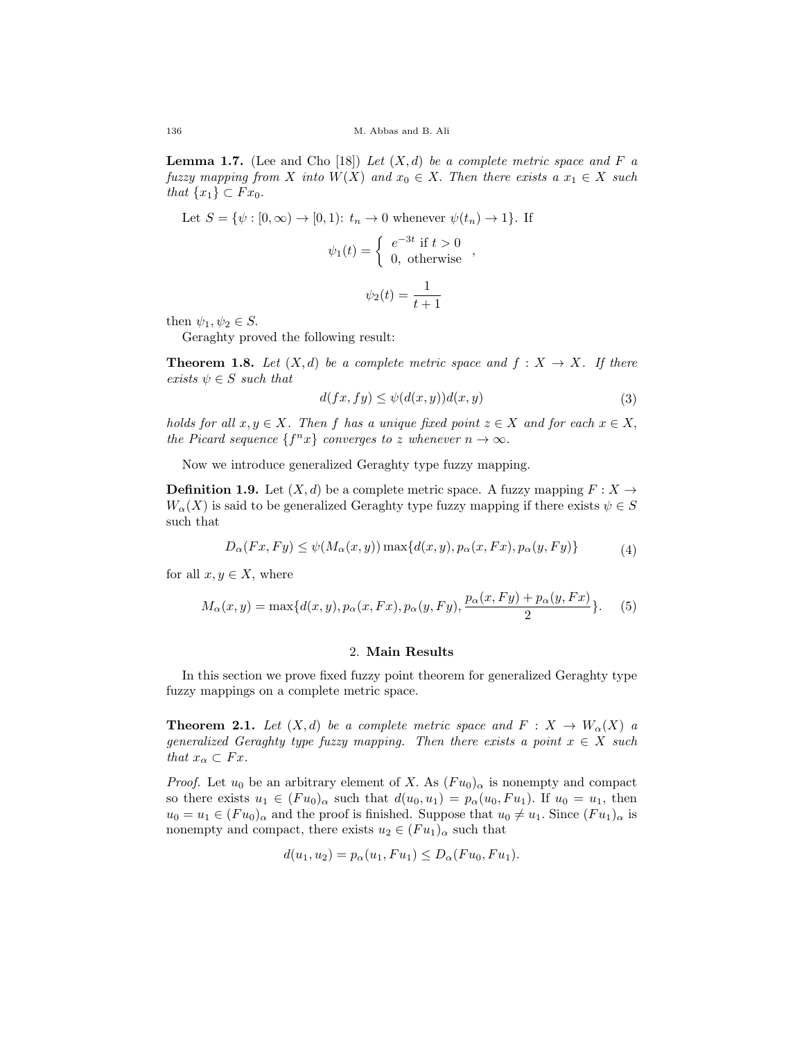**Lemma 1.7.** (Lee and Cho [18]) *Let $(X, d)$ be a complete metric space and $F$ a fuzzy mapping from $X$ into $W(X)$ and $x_0 \in X$. Then there exists a $x_1 \in X$ such that $\{x_1\} \subset Fx_0$.*

Let $S = \{\psi : [0, \infty) \to [0, 1)$: $t_n \to 0$ whenever $\psi(t_n) \to 1\}$. If

$$\psi_1(t) = \begin{cases} e^{-3t} \text{ if } t > 0 \\ 0, \text{ otherwise} \end{cases},$$

$$\psi_2(t) = \frac{1}{t+1}$$

then $\psi_1, \psi_2 \in S$.

Geraghty proved the following result:

**Theorem 1.8.** *Let $(X, d)$ be a complete metric space and $f : X \to X$. If there exists $\psi \in S$ such that*

$$d(fx, fy) \leq \psi(d(x, y))d(x, y) \tag{3}$$

*holds for all $x, y \in X$. Then $f$ has a unique fixed point $z \in X$ and for each $x \in X$, the Picard sequence $\{f^n x\}$ converges to $z$ whenever $n \to \infty$.*

Now we introduce generalized Geraghty type fuzzy mapping.

**Definition 1.9.** Let $(X, d)$ be a complete metric space. A fuzzy mapping $F : X \to W_\alpha(X)$ is said to be generalized Geraghty type fuzzy mapping if there exists $\psi \in S$ such that

$$D_\alpha(Fx, Fy) \leq \psi(M_\alpha(x, y)) \max\{d(x, y), p_\alpha(x, Fx), p_\alpha(y, Fy)\} \tag{4}$$

for all $x, y \in X$, where

$$M_\alpha(x, y) = \max\{d(x, y), p_\alpha(x, Fx), p_\alpha(y, Fy), \frac{p_\alpha(x, Fy) + p_\alpha(y, Fx)}{2}\}. \tag{5}$$

## 2. Main Results

In this section we prove fixed fuzzy point theorem for generalized Geraghty type fuzzy mappings on a complete metric space.

**Theorem 2.1.** *Let $(X, d)$ be a complete metric space and $F : X \to W_\alpha(X)$ a generalized Geraghty type fuzzy mapping. Then there exists a point $x \in X$ such that $x_\alpha \subset Fx$.*

*Proof.* Let $u_0$ be an arbitrary element of $X$. As $(Fu_0)_\alpha$ is nonempty and compact so there exists $u_1 \in (Fu_0)_\alpha$ such that $d(u_0, u_1) = p_\alpha(u_0, Fu_1)$. If $u_0 = u_1$, then $u_0 = u_1 \in (Fu_0)_\alpha$ and the proof is finished. Suppose that $u_0 \neq u_1$. Since $(Fu_1)_\alpha$ is nonempty and compact, there exists $u_2 \in (Fu_1)_\alpha$ such that

$$d(u_1, u_2) = p_\alpha(u_1, Fu_1) \leq D_\alpha(Fu_0, Fu_1).$$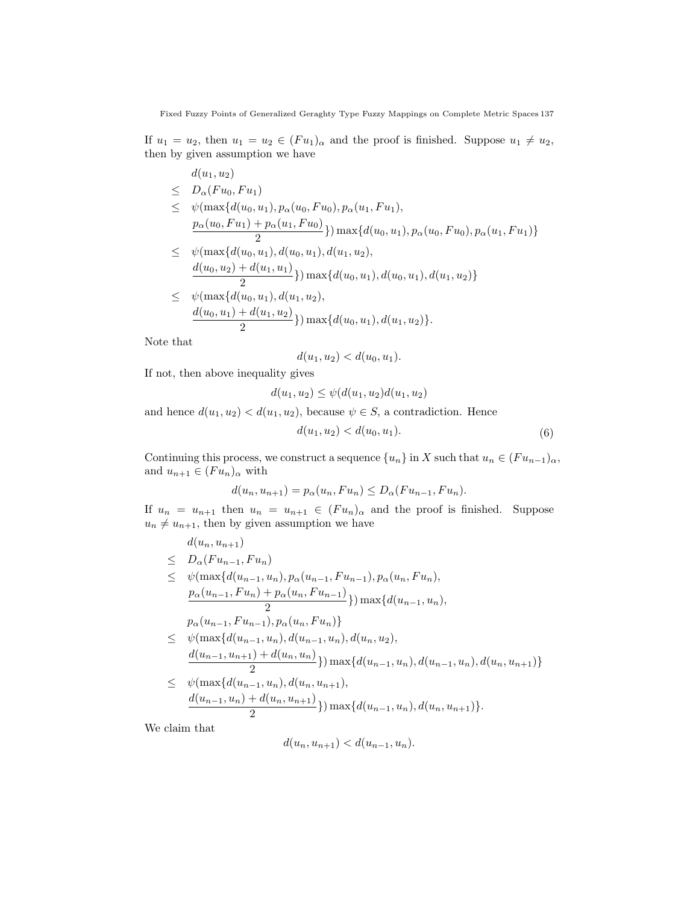If $u_1 = u_2$, then $u_1 = u_2 \in (Fu_1)_\alpha$ and the proof is finished. Suppose $u_1 \neq u_2$, then by given assumption we have

$$
\begin{aligned}
& d(u_1, u_2) \\
\leq \;& D_\alpha(Fu_0, Fu_1) \\
\leq \;& \psi(\max\{d(u_0, u_1), p_\alpha(u_0, Fu_0), p_\alpha(u_1, Fu_1), \\
& \frac{p_\alpha(u_0, Fu_1) + p_\alpha(u_1, Fu_0)}{2}\}) \max\{d(u_0, u_1), p_\alpha(u_0, Fu_0), p_\alpha(u_1, Fu_1)\} \\
\leq \;& \psi(\max\{d(u_0, u_1), d(u_0, u_1), d(u_1, u_2), \\
& \frac{d(u_0, u_2) + d(u_1, u_1)}{2}\}) \max\{d(u_0, u_1), d(u_0, u_1), d(u_1, u_2)\} \\
\leq \;& \psi(\max\{d(u_0, u_1), d(u_1, u_2), \\
& \frac{d(u_0, u_1) + d(u_1, u_2)}{2}\}) \max\{d(u_0, u_1), d(u_1, u_2)\}.
\end{aligned}
$$

Note that

$$d(u_1, u_2) < d(u_0, u_1).$$

If not, then above inequality gives

$$d(u_1, u_2) \leq \psi(d(u_1, u_2)d(u_1, u_2)$$

and hence $d(u_1, u_2) < d(u_1, u_2)$, because $\psi \in S$, a contradiction. Hence

$$d(u_1, u_2) < d(u_0, u_1). \tag{6}$$

Continuing this process, we construct a sequence $\{u_n\}$ in $X$ such that $u_n \in (Fu_{n-1})_\alpha$, and $u_{n+1} \in (Fu_n)_\alpha$ with

$$d(u_n, u_{n+1}) = p_\alpha(u_n, Fu_n) \leq D_\alpha(Fu_{n-1}, Fu_n).$$

If $u_n = u_{n+1}$ then $u_n = u_{n+1} \in (Fu_n)_\alpha$ and the proof is finished. Suppose $u_n \neq u_{n+1}$, then by given assumption we have

$$
\begin{aligned}
& d(u_n, u_{n+1}) \\
\leq \;& D_\alpha(Fu_{n-1}, Fu_n) \\
\leq \;& \psi(\max\{d(u_{n-1}, u_n), p_\alpha(u_{n-1}, Fu_{n-1}), p_\alpha(u_n, Fu_n), \\
& \frac{p_\alpha(u_{n-1}, Fu_n) + p_\alpha(u_n, Fu_{n-1})}{2}\}) \max\{d(u_{n-1}, u_n), \\
& p_\alpha(u_{n-1}, Fu_{n-1}), p_\alpha(u_n, Fu_n)\} \\
\leq \;& \psi(\max\{d(u_{n-1}, u_n), d(u_{n-1}, u_n), d(u_n, u_2), \\
& \frac{d(u_{n-1}, u_{n+1}) + d(u_n, u_n)}{2}\}) \max\{d(u_{n-1}, u_n), d(u_{n-1}, u_n), d(u_n, u_{n+1})\} \\
\leq \;& \psi(\max\{d(u_{n-1}, u_n), d(u_n, u_{n+1}), \\
& \frac{d(u_{n-1}, u_n) + d(u_n, u_{n+1})}{2}\}) \max\{d(u_{n-1}, u_n), d(u_n, u_{n+1})\}.
\end{aligned}
$$

We claim that

$$d(u_n, u_{n+1}) < d(u_{n-1}, u_n).$$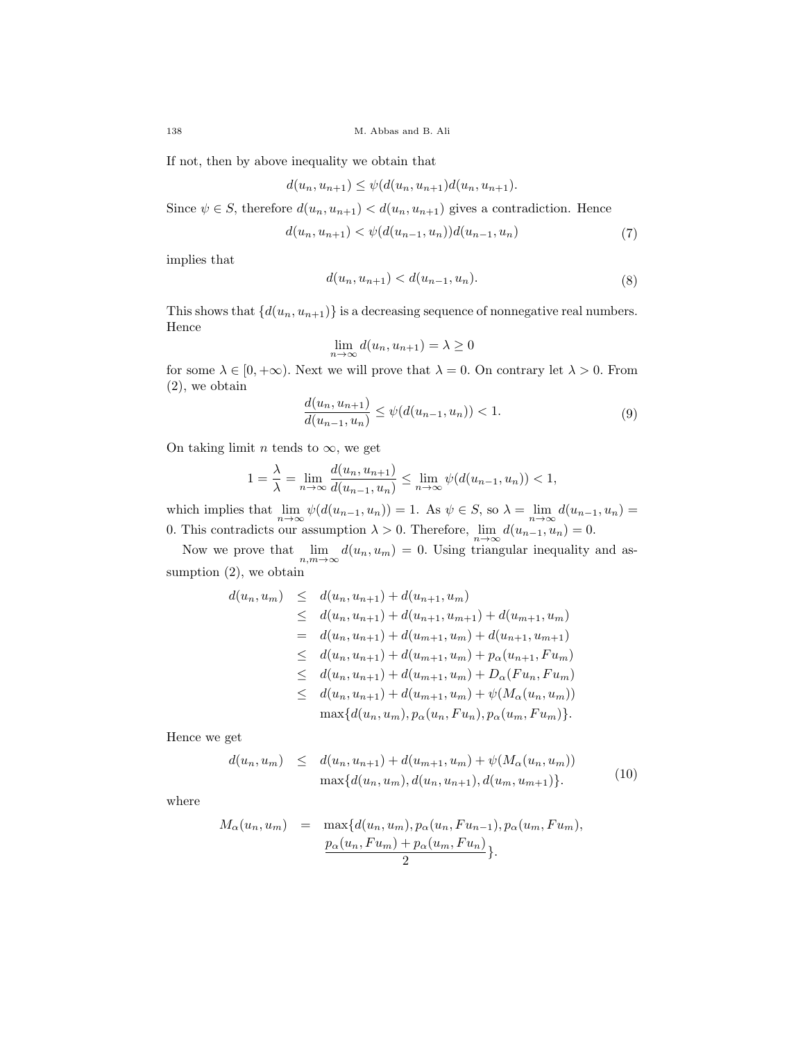If not, then by above inequality we obtain that

$$d(u_n, u_{n+1}) \leq \psi(d(u_n, u_{n+1})d(u_n, u_{n+1}).$$

Since $\psi \in S$, therefore $d(u_n, u_{n+1}) < d(u_n, u_{n+1})$ gives a contradiction. Hence

$$d(u_n, u_{n+1}) < \psi(d(u_{n-1}, u_n))d(u_{n-1}, u_n) \tag{7}$$

implies that

$$d(u_n, u_{n+1}) < d(u_{n-1}, u_n). \tag{8}$$

This shows that $\{d(u_n, u_{n+1})\}$ is a decreasing sequence of nonnegative real numbers. Hence

$$\lim_{n\to\infty} d(u_n, u_{n+1}) = \lambda \geq 0$$

for some $\lambda \in [0, +\infty)$. Next we will prove that $\lambda = 0$. On contrary let $\lambda > 0$. From (2), we obtain

$$\frac{d(u_n, u_{n+1})}{d(u_{n-1}, u_n)} \leq \psi(d(u_{n-1}, u_n)) < 1. \tag{9}$$

On taking limit $n$ tends to $\infty$, we get

$$1 = \frac{\lambda}{\lambda} = \lim_{n\to\infty} \frac{d(u_n, u_{n+1})}{d(u_{n-1}, u_n)} \leq \lim_{n\to\infty} \psi(d(u_{n-1}, u_n)) < 1,$$

which implies that $\lim\limits_{n\to\infty} \psi(d(u_{n-1}, u_n)) = 1$. As $\psi \in S$, so $\lambda = \lim\limits_{n\to\infty} d(u_{n-1}, u_n) = 0$. This contradicts our assumption $\lambda > 0$. Therefore, $\lim\limits_{n\to\infty} d(u_{n-1}, u_n) = 0$.

Now we prove that $\lim\limits_{n,m\to\infty} d(u_n, u_m) = 0$. Using triangular inequality and assumption (2), we obtain

$$\begin{aligned}
d(u_n, u_m) &\leq d(u_n, u_{n+1}) + d(u_{n+1}, u_m) \\
&\leq d(u_n, u_{n+1}) + d(u_{n+1}, u_{m+1}) + d(u_{m+1}, u_m) \\
&= d(u_n, u_{n+1}) + d(u_{m+1}, u_m) + d(u_{n+1}, u_{m+1}) \\
&\leq d(u_n, u_{n+1}) + d(u_{m+1}, u_m) + p_\alpha(u_{n+1}, Fu_m) \\
&\leq d(u_n, u_{n+1}) + d(u_{m+1}, u_m) + D_\alpha(Fu_n, Fu_m) \\
&\leq d(u_n, u_{n+1}) + d(u_{m+1}, u_m) + \psi(M_\alpha(u_n, u_m)) \\
&\quad \max\{d(u_n, u_m), p_\alpha(u_n, Fu_n), p_\alpha(u_m, Fu_m)\}.
\end{aligned}$$

Hence we get

$$\begin{aligned}
d(u_n, u_m) &\leq d(u_n, u_{n+1}) + d(u_{m+1}, u_m) + \psi(M_\alpha(u_n, u_m)) \\
&\quad \max\{d(u_n, u_m), d(u_n, u_{n+1}), d(u_m, u_{m+1})\}.
\end{aligned} \tag{10}$$

where

$$\begin{aligned}
M_\alpha(u_n, u_m) &= \max\{d(u_n, u_m), p_\alpha(u_n, Fu_{n-1}), p_\alpha(u_m, Fu_m), \\
&\quad \frac{p_\alpha(u_n, Fu_m) + p_\alpha(u_m, Fu_n)}{2}\}.
\end{aligned}$$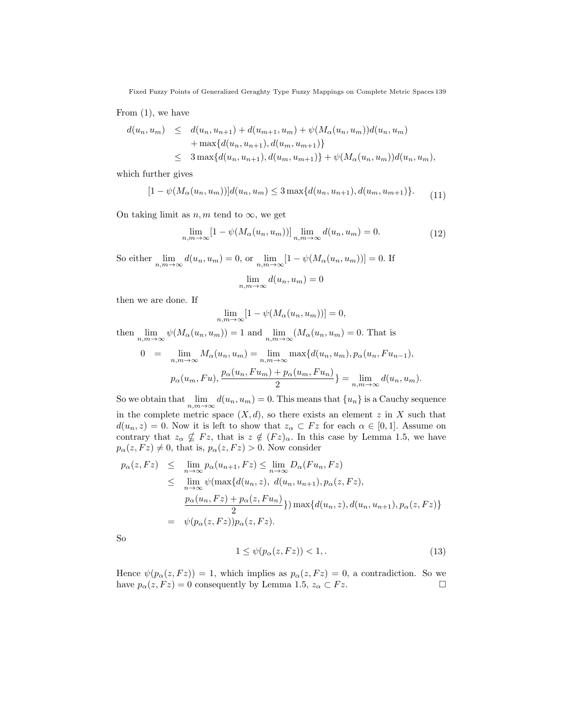From (1), we have

$$\begin{aligned} d(u_n, u_m) &\leq d(u_n, u_{n+1}) + d(u_{m+1}, u_m) + \psi(M_\alpha(u_n, u_m))d(u_n, u_m) \\ &\quad + \max\{d(u_n, u_{n+1}), d(u_m, u_{m+1})\} \\ &\leq 3\max\{d(u_n, u_{n+1}), d(u_m, u_{m+1})\} + \psi(M_\alpha(u_n, u_m))d(u_n, u_m), \end{aligned}$$

which further gives

$$[1 - \psi(M_\alpha(u_n, u_m))]d(u_n, u_m) \leq 3\max\{d(u_n, u_{n+1}), d(u_m, u_{m+1})\}. \tag{11}$$

On taking limit as $n, m$ tend to $\infty$, we get

$$\lim_{n,m\to\infty}[1 - \psi(M_\alpha(u_n, u_m))] \lim_{n,m\to\infty} d(u_n, u_m) = 0. \tag{12}$$

So either $\lim_{n,m\to\infty} d(u_n, u_m) = 0$, or $\lim_{n,m\to\infty}[1 - \psi(M_\alpha(u_n, u_m))] = 0$. If

$$\lim_{n,m\to\infty} d(u_n, u_m) = 0$$

then we are done. If

$$\lim_{n,m\to\infty}[1 - \psi(M_\alpha(u_n, u_m))] = 0,$$

then $\lim_{n,m\to\infty} \psi(M_\alpha(u_n, u_m)) = 1$ and $\lim_{n,m\to\infty}(M_\alpha(u_n, u_m) = 0$. That is

$$\begin{aligned} 0 &= \lim_{n,m\to\infty} M_\alpha(u_n, u_m) = \lim_{n,m\to\infty} \max\{d(u_n, u_m), p_\alpha(u_n, Fu_{n-1}), \\ &\quad p_\alpha(u_m, Fu), \frac{p_\alpha(u_n, Fu_m) + p_\alpha(u_m, Fu_n)}{2}\} = \lim_{n,m\to\infty} d(u_n, u_m). \end{aligned}$$

So we obtain that $\lim_{n,m\to\infty} d(u_n, u_m) = 0$. This means that $\{u_n\}$ is a Cauchy sequence in the complete metric space $(X, d)$, so there exists an element $z$ in $X$ such that $d(u_n, z) = 0$. Now it is left to show that $z_\alpha \subset Fz$ for each $\alpha \in [0, 1]$. Assume on contrary that $z_\alpha \not\subseteq Fz$, that is $z \notin (Fz)_\alpha$. In this case by Lemma 1.5, we have $p_\alpha(z, Fz) \neq 0$, that is, $p_\alpha(z, Fz) > 0$. Now consider

$$\begin{aligned} p_\alpha(z, Fz) &\leq \lim_{n\to\infty} p_\alpha(u_{n+1}, Fz) \leq \lim_{n\to\infty} D_\alpha(Fu_n, Fz) \\ &\leq \lim_{n\to\infty} \psi(\max\{d(u_n, z),\ d(u_n, u_{n+1}), p_\alpha(z, Fz), \\ &\quad \frac{p_\alpha(u_n, Fz) + p_\alpha(z, Fu_n)}{2}\}) \max\{d(u_n, z), d(u_n, u_{n+1}), p_\alpha(z, Fz)\} \\ &= \psi(p_\alpha(z, Fz))p_\alpha(z, Fz). \end{aligned}$$

So

$$1 \leq \psi(p_\alpha(z, Fz)) < 1,. \tag{13}$$

Hence $\psi(p_\alpha(z, Fz)) = 1$, which implies as $p_\alpha(z, Fz) = 0$, a contradiction. So we have $p_\alpha(z, Fz) = 0$ consequently by Lemma 1.5, $z_\alpha \subset Fz$. □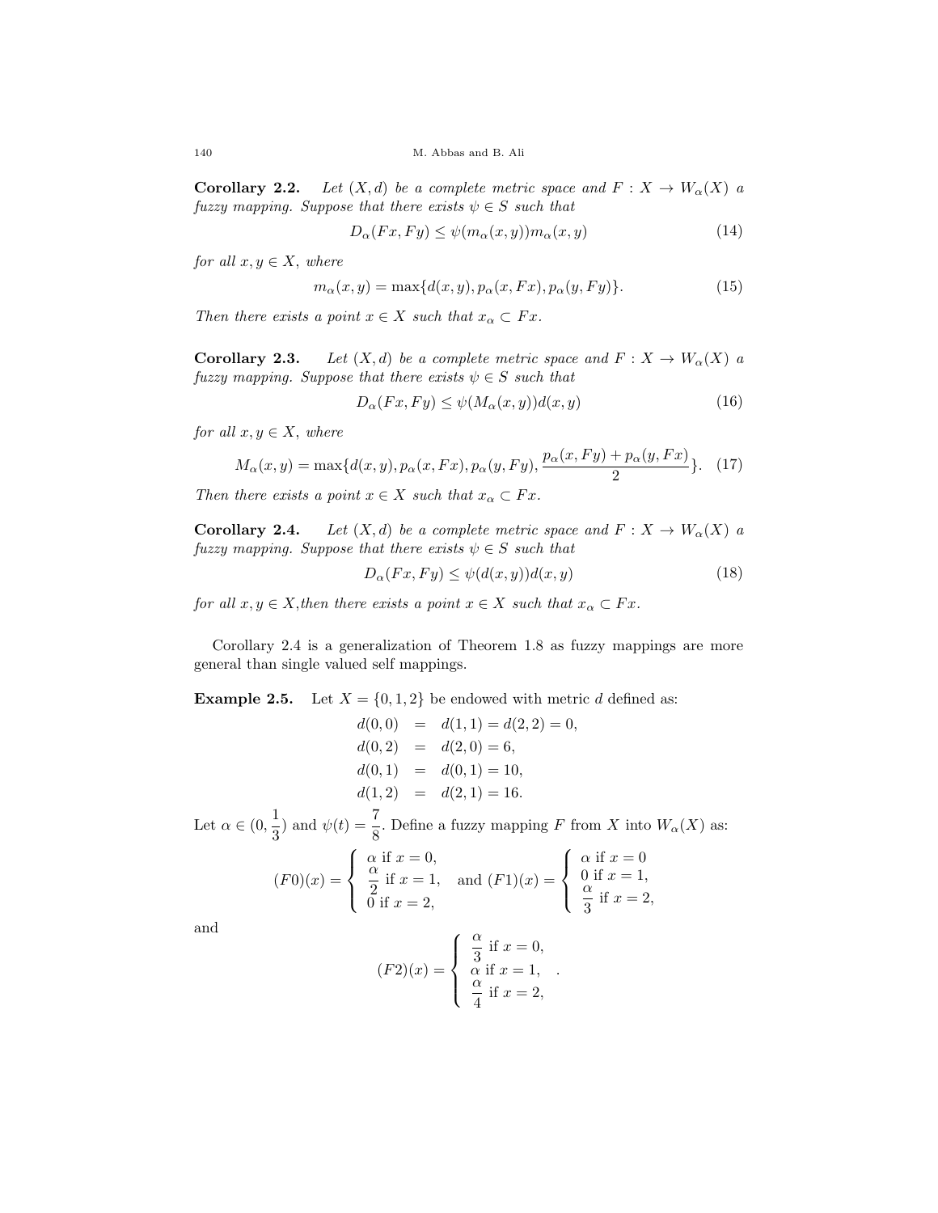**Corollary 2.2.** *Let $(X, d)$ be a complete metric space and $F : X \to W_\alpha(X)$ a fuzzy mapping. Suppose that there exists $\psi \in S$ such that*

$$D_\alpha(Fx, Fy) \leq \psi(m_\alpha(x, y))m_\alpha(x, y) \tag{14}$$

*for all $x, y \in X$, where*

$$m_\alpha(x, y) = \max\{d(x, y), p_\alpha(x, Fx), p_\alpha(y, Fy)\}. \tag{15}$$

*Then there exists a point $x \in X$ such that $x_\alpha \subset Fx$.*

**Corollary 2.3.** *Let $(X, d)$ be a complete metric space and $F : X \to W_\alpha(X)$ a fuzzy mapping. Suppose that there exists $\psi \in S$ such that*

$$D_\alpha(Fx, Fy) \leq \psi(M_\alpha(x, y))d(x, y) \tag{16}$$

*for all $x, y \in X$, where*

$$M_\alpha(x, y) = \max\{d(x, y), p_\alpha(x, Fx), p_\alpha(y, Fy), \frac{p_\alpha(x, Fy) + p_\alpha(y, Fx)}{2}\}. \tag{17}$$

*Then there exists a point $x \in X$ such that $x_\alpha \subset Fx$.*

**Corollary 2.4.** *Let $(X, d)$ be a complete metric space and $F : X \to W_\alpha(X)$ a fuzzy mapping. Suppose that there exists $\psi \in S$ such that*

$$D_\alpha(Fx, Fy) \leq \psi(d(x, y))d(x, y) \tag{18}$$

*for all $x, y \in X$,then there exists a point $x \in X$ such that $x_\alpha \subset Fx$.*

Corollary 2.4 is a generalization of Theorem 1.8 as fuzzy mappings are more general than single valued self mappings.

**Example 2.5.** Let $X = \{0, 1, 2\}$ be endowed with metric $d$ defined as:

$$\begin{aligned} d(0,0) &= d(1,1) = d(2,2) = 0, \\ d(0,2) &= d(2,0) = 6, \\ d(0,1) &= d(0,1) = 10, \\ d(1,2) &= d(2,1) = 16. \end{aligned}$$

Let $\alpha \in (0, \frac{1}{3})$ and $\psi(t) = \frac{7}{8}$. Define a fuzzy mapping $F$ from $X$ into $W_\alpha(X)$ as:

$$(F0)(x) = \begin{cases} \alpha \text{ if } x = 0, \\ \frac{\alpha}{2} \text{ if } x = 1, \\ 0 \text{ if } x = 2, \end{cases} \quad \text{and } (F1)(x) = \begin{cases} \alpha \text{ if } x = 0 \\ 0 \text{ if } x = 1, \\ \frac{\alpha}{3} \text{ if } x = 2, \end{cases}$$

and

$$(F2)(x) = \begin{cases} \frac{\alpha}{3} \text{ if } x = 0, \\ \alpha \text{ if } x = 1, \\ \frac{\alpha}{4} \text{ if } x = 2, \end{cases} .$$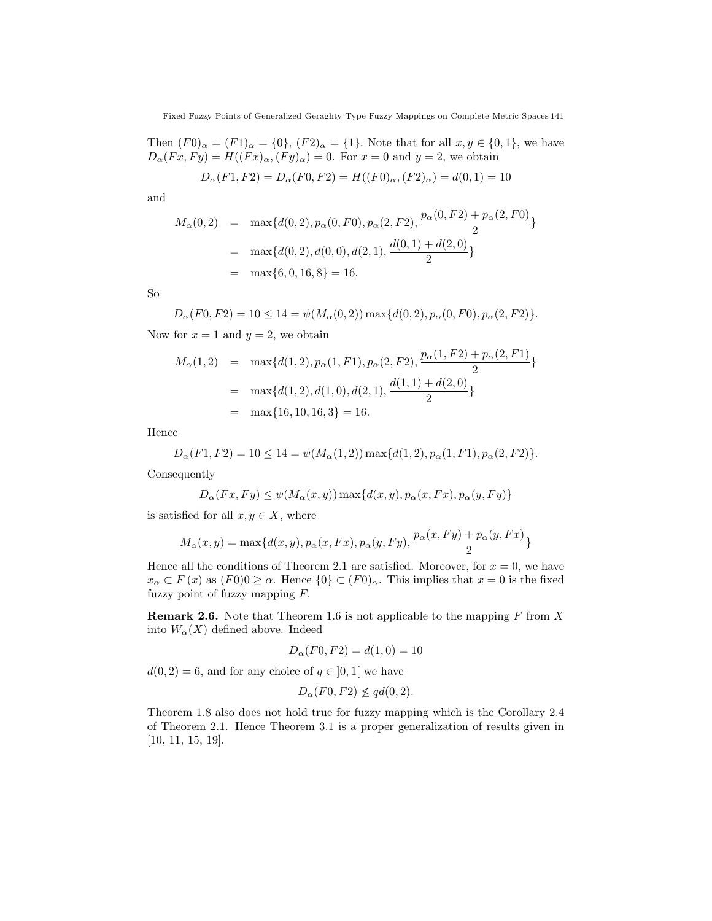Then $(F0)_\alpha = (F1)_\alpha = \{0\}$, $(F2)_\alpha = \{1\}$. Note that for all $x, y \in \{0, 1\}$, we have $D_\alpha(Fx, Fy) = H((Fx)_\alpha, (Fy)_\alpha) = 0$. For $x = 0$ and $y = 2$, we obtain

$$D_\alpha(F1, F2) = D_\alpha(F0, F2) = H((F0)_\alpha, (F2)_\alpha) = d(0, 1) = 10$$

and

$$\begin{aligned} M_\alpha(0, 2) &= \max\{d(0, 2), p_\alpha(0, F0), p_\alpha(2, F2), \frac{p_\alpha(0, F2) + p_\alpha(2, F0)}{2}\} \\ &= \max\{d(0, 2), d(0, 0), d(2, 1), \frac{d(0, 1) + d(2, 0)}{2}\} \\ &= \max\{6, 0, 16, 8\} = 16. \end{aligned}$$

So

$$D_\alpha(F0, F2) = 10 \leq 14 = \psi(M_\alpha(0, 2)) \max\{d(0, 2), p_\alpha(0, F0), p_\alpha(2, F2)\}.$$

Now for $x = 1$ and $y = 2$, we obtain

$$\begin{aligned} M_\alpha(1, 2) &= \max\{d(1, 2), p_\alpha(1, F1), p_\alpha(2, F2), \frac{p_\alpha(1, F2) + p_\alpha(2, F1)}{2}\} \\ &= \max\{d(1, 2), d(1, 0), d(2, 1), \frac{d(1, 1) + d(2, 0)}{2}\} \\ &= \max\{16, 10, 16, 3\} = 16. \end{aligned}$$

Hence

$$D_\alpha(F1, F2) = 10 \leq 14 = \psi(M_\alpha(1, 2)) \max\{d(1, 2), p_\alpha(1, F1), p_\alpha(2, F2)\}.$$

Consequently

$$D_\alpha(Fx, Fy) \leq \psi(M_\alpha(x, y)) \max\{d(x, y), p_\alpha(x, Fx), p_\alpha(y, Fy)\}$$

is satisfied for all $x, y \in X$, where

$$M_\alpha(x, y) = \max\{d(x, y), p_\alpha(x, Fx), p_\alpha(y, Fy), \frac{p_\alpha(x, Fy) + p_\alpha(y, Fx)}{2}\}$$

Hence all the conditions of Theorem 2.1 are satisfied. Moreover, for $x = 0$, we have $x_\alpha \subset F(x)$ as $(F0)0 \geq \alpha$. Hence $\{0\} \subset (F0)_\alpha$. This implies that $x = 0$ is the fixed fuzzy point of fuzzy mapping $F$.

**Remark 2.6.** Note that Theorem 1.6 is not applicable to the mapping $F$ from $X$ into $W_\alpha(X)$ defined above. Indeed

$$D_\alpha(F0, F2) = d(1, 0) = 10$$

$d(0, 2) = 6$, and for any choice of $q \in ]0, 1[$ we have

$$D_\alpha(F0, F2) \nleq qd(0, 2).$$

Theorem 1.8 also does not hold true for fuzzy mapping which is the Corollary 2.4 of Theorem 2.1. Hence Theorem 3.1 is a proper generalization of results given in [10, 11, 15, 19].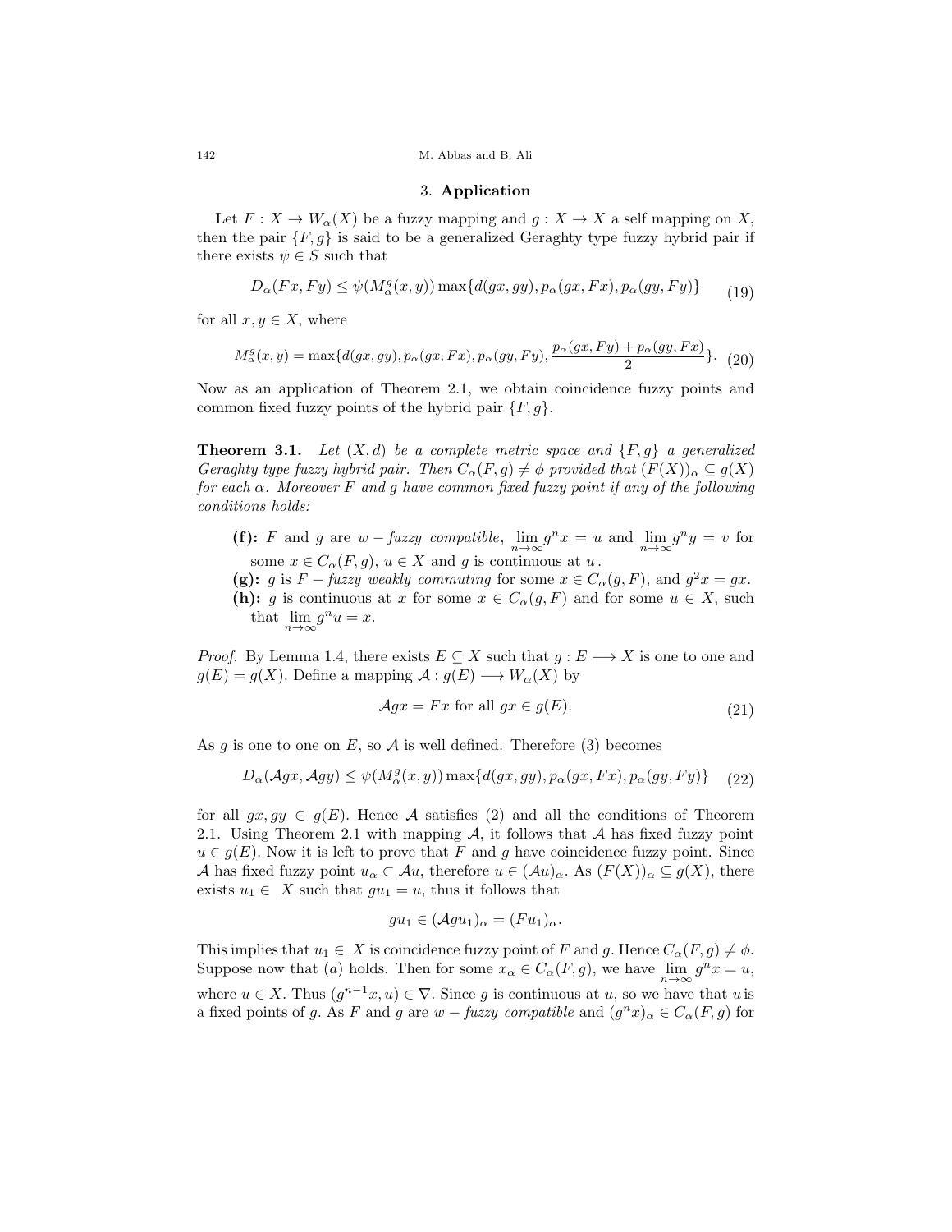## 3. **Application**

Let $F : X \to W_\alpha(X)$ be a fuzzy mapping and $g : X \to X$ a self mapping on $X$, then the pair $\{F, g\}$ is said to be a generalized Geraghty type fuzzy hybrid pair if there exists $\psi \in S$ such that

$$D_\alpha(Fx, Fy) \leq \psi(M_\alpha^g(x, y)) \max\{d(gx, gy), p_\alpha(gx, Fx), p_\alpha(gy, Fy)\} \tag{19}$$

for all $x, y \in X$, where

$$M_\alpha^g(x, y) = \max\{d(gx, gy), p_\alpha(gx, Fx), p_\alpha(gy, Fy), \frac{p_\alpha(gx, Fy) + p_\alpha(gy, Fx)}{2}\}. \tag{20}$$

Now as an application of Theorem 2.1, we obtain coincidence fuzzy points and common fixed fuzzy points of the hybrid pair $\{F, g\}$.

**Theorem 3.1.** *Let $(X, d)$ be a complete metric space and $\{F, g\}$ a generalized Geraghty type fuzzy hybrid pair. Then $C_\alpha(F, g) \neq \phi$ provided that $(F(X))_\alpha \subseteq g(X)$ for each $\alpha$. Moreover $F$ and $g$ have common fixed fuzzy point if any of the following conditions holds:*

- **(f):** $F$ and $g$ are *$w - fuzzy$ compatible*, $\lim_{n\to\infty} g^n x = u$ and $\lim_{n\to\infty} g^n y = v$ for some $x \in C_\alpha(F, g)$, $u \in X$ and $g$ is continuous at $u$.
- **(g):** $g$ is *$F - fuzzy$ weakly commuting* for some $x \in C_\alpha(g, F)$, and $g^2 x = gx$.
- **(h):** $g$ is continuous at $x$ for some $x \in C_\alpha(g, F)$ and for some $u \in X$, such that $\lim_{n\to\infty} g^n u = x$.

*Proof.* By Lemma 1.4, there exists $E \subseteq X$ such that $g : E \longrightarrow X$ is one to one and $g(E) = g(X)$. Define a mapping $\mathcal{A} : g(E) \longrightarrow W_\alpha(X)$ by

$$\mathcal{A}gx = Fx \text{ for all } gx \in g(E). \tag{21}$$

As $g$ is one to one on $E$, so $\mathcal{A}$ is well defined. Therefore (3) becomes

$$D_\alpha(\mathcal{A}gx, \mathcal{A}gy) \leq \psi(M_\alpha^g(x, y)) \max\{d(gx, gy), p_\alpha(gx, Fx), p_\alpha(gy, Fy)\} \tag{22}$$

for all $gx, gy \in g(E)$. Hence $\mathcal{A}$ satisfies (2) and all the conditions of Theorem 2.1. Using Theorem 2.1 with mapping $\mathcal{A}$, it follows that $\mathcal{A}$ has fixed fuzzy point $u \in g(E)$. Now it is left to prove that $F$ and $g$ have coincidence fuzzy point. Since $\mathcal{A}$ has fixed fuzzy point $u_\alpha \subset \mathcal{A}u$, therefore $u \in (\mathcal{A}u)_\alpha$. As $(F(X))_\alpha \subseteq g(X)$, there exists $u_1 \in X$ such that $gu_1 = u$, thus it follows that

$$gu_1 \in (\mathcal{A}gu_1)_\alpha = (Fu_1)_\alpha.$$

This implies that $u_1 \in X$ is coincidence fuzzy point of $F$ and $g$. Hence $C_\alpha(F, g) \neq \phi$. Suppose now that $(a)$ holds. Then for some $x_\alpha \in C_\alpha(F, g)$, we have $\lim_{n\to\infty} g^n x = u$, where $u \in X$. Thus $(g^{n-1}x, u) \in \nabla$. Since $g$ is continuous at $u$, so we have that $u$ is a fixed points of $g$. As $F$ and $g$ are *$w - fuzzy$ compatible* and $(g^n x)_\alpha \in C_\alpha(F, g)$ for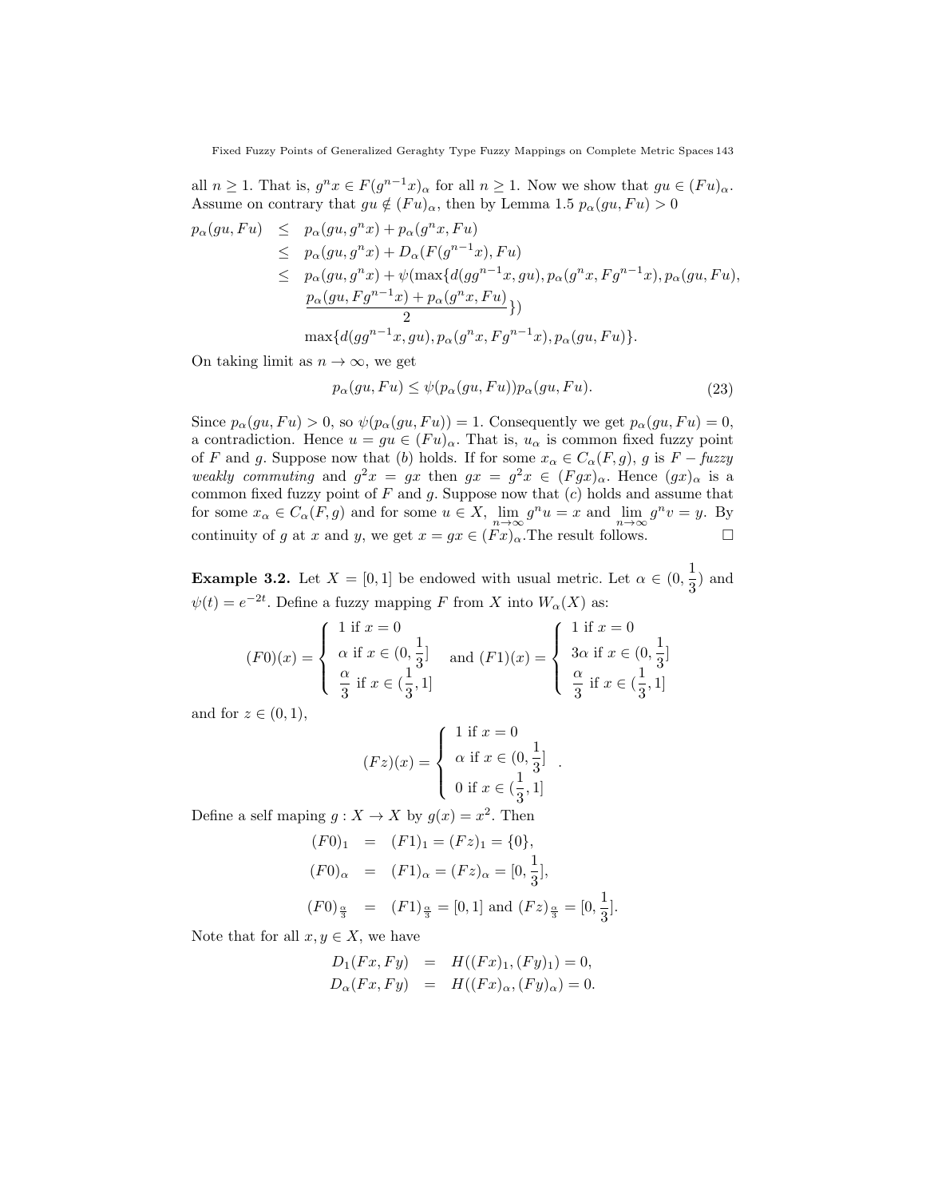all $n \geq 1$. That is, $g^n x \in F(g^{n-1}x)_\alpha$ for all $n \geq 1$. Now we show that $gu \in (Fu)_\alpha$. Assume on contrary that $gu \notin (Fu)_\alpha$, then by Lemma 1.5 $p_\alpha(gu, Fu) > 0$

$$
\begin{aligned}
p_\alpha(gu, Fu) &\leq p_\alpha(gu, g^n x) + p_\alpha(g^n x, Fu) \\
&\leq p_\alpha(gu, g^n x) + D_\alpha(F(g^{n-1}x), Fu) \\
&\leq p_\alpha(gu, g^n x) + \psi(\max\{d(gg^{n-1}x, gu), p_\alpha(g^n x, Fg^{n-1}x), p_\alpha(gu, Fu), \\
&\quad \frac{p_\alpha(gu, Fg^{n-1}x) + p_\alpha(g^n x, Fu)}{2}\}) \\
&\quad \max\{d(gg^{n-1}x, gu), p_\alpha(g^n x, Fg^{n-1}x), p_\alpha(gu, Fu)\}.
\end{aligned}
$$

On taking limit as $n \to \infty$, we get

$$
p_\alpha(gu, Fu) \leq \psi(p_\alpha(gu, Fu)) p_\alpha(gu, Fu). \tag{23}
$$

Since $p_\alpha(gu, Fu) > 0$, so $\psi(p_\alpha(gu, Fu)) = 1$. Consequently we get $p_\alpha(gu, Fu) = 0$, a contradiction. Hence $u = gu \in (Fu)_\alpha$. That is, $u_\alpha$ is common fixed fuzzy point of $F$ and $g$. Suppose now that $(b)$ holds. If for some $x_\alpha \in C_\alpha(F, g)$, $g$ is $F-$*fuzzy weakly commuting* and $g^2 x = gx$ then $gx = g^2 x \in (Fgx)_\alpha$. Hence $(gx)_\alpha$ is a common fixed fuzzy point of $F$ and $g$. Suppose now that $(c)$ holds and assume that for some $x_\alpha \in C_\alpha(F, g)$ and for some $u \in X$, $\lim_{n\to\infty} g^n u = x$ and $\lim_{n\to\infty} g^n v = y$. By continuity of $g$ at $x$ and $y$, we get $x = gx \in (Fx)_\alpha$.The result follows. $\square$

**Example 3.2.** Let $X = [0, 1]$ be endowed with usual metric. Let $\alpha \in (0, \frac{1}{3})$ and $\psi(t) = e^{-2t}$. Define a fuzzy mapping $F$ from $X$ into $W_\alpha(X)$ as:

$$
(F0)(x) = \begin{cases} 1 \text{ if } x = 0 \\ \alpha \text{ if } x \in (0, \frac{1}{3}] \\ \frac{\alpha}{3} \text{ if } x \in (\frac{1}{3}, 1] \end{cases} \quad \text{and } (F1)(x) = \begin{cases} 1 \text{ if } x = 0 \\ 3\alpha \text{ if } x \in (0, \frac{1}{3}] \\ \frac{\alpha}{3} \text{ if } x \in (\frac{1}{3}, 1] \end{cases}
$$

and for $z \in (0, 1)$,

$$
(Fz)(x) = \begin{cases} 1 \text{ if } x = 0 \\ \alpha \text{ if } x \in (0, \frac{1}{3}] \\ 0 \text{ if } x \in (\frac{1}{3}, 1] \end{cases}.
$$

Define a self maping $g : X \to X$ by $g(x) = x^2$. Then

$$
\begin{aligned}
(F0)_1 &= (F1)_1 = (Fz)_1 = \{0\}, \\
(F0)_\alpha &= (F1)_\alpha = (Fz)_\alpha = [0, \frac{1}{3}], \\
(F0)_{\frac{\alpha}{3}} &= (F1)_{\frac{\alpha}{3}} = [0, 1] \text{ and } (Fz)_{\frac{\alpha}{3}} = [0, \frac{1}{3}].
\end{aligned}
$$

Note that for all $x, y \in X$, we have

$$
\begin{aligned}
D_1(Fx, Fy) &= H((Fx)_1, (Fy)_1) = 0, \\
D_\alpha(Fx, Fy) &= H((Fx)_\alpha, (Fy)_\alpha) = 0.
\end{aligned}
$$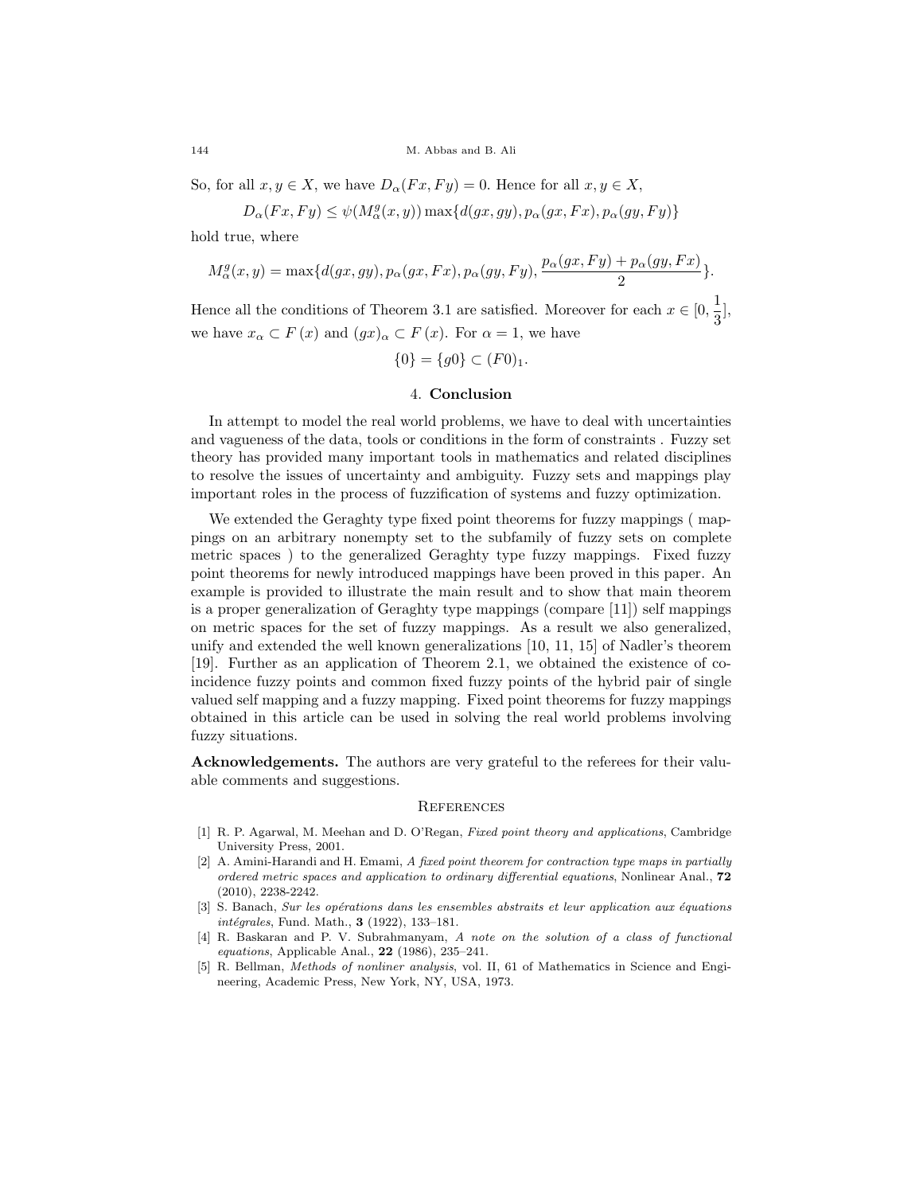So, for all $x, y \in X$, we have $D_\alpha(Fx, Fy) = 0$. Hence for all $x, y \in X$,

$$D_\alpha(Fx, Fy) \leq \psi(M_\alpha^g(x, y)) \max\{d(gx, gy), p_\alpha(gx, Fx), p_\alpha(gy, Fy)\}$$

hold true, where

$$M_\alpha^g(x, y) = \max\{d(gx, gy), p_\alpha(gx, Fx), p_\alpha(gy, Fy), \frac{p_\alpha(gx, Fy) + p_\alpha(gy, Fx)}{2}\}.$$

Hence all the conditions of Theorem 3.1 are satisfied. Moreover for each $x \in [0, \frac{1}{3}]$, we have $x_\alpha \subset F(x)$ and $(gx)_\alpha \subset F(x)$. For $\alpha = 1$, we have

$$\{0\} = \{g0\} \subset (F0)_1.$$

## 4. Conclusion

In attempt to model the real world problems, we have to deal with uncertainties and vagueness of the data, tools or conditions in the form of constraints . Fuzzy set theory has provided many important tools in mathematics and related disciplines to resolve the issues of uncertainty and ambiguity. Fuzzy sets and mappings play important roles in the process of fuzzification of systems and fuzzy optimization.

We extended the Geraghty type fixed point theorems for fuzzy mappings ( mappings on an arbitrary nonempty set to the subfamily of fuzzy sets on complete metric spaces ) to the generalized Geraghty type fuzzy mappings. Fixed fuzzy point theorems for newly introduced mappings have been proved in this paper. An example is provided to illustrate the main result and to show that main theorem is a proper generalization of Geraghty type mappings (compare [11]) self mappings on metric spaces for the set of fuzzy mappings. As a result we also generalized, unify and extended the well known generalizations [10, 11, 15] of Nadler's theorem [19]. Further as an application of Theorem 2.1, we obtained the existence of coincidence fuzzy points and common fixed fuzzy points of the hybrid pair of single valued self mapping and a fuzzy mapping. Fixed point theorems for fuzzy mappings obtained in this article can be used in solving the real world problems involving fuzzy situations.

**Acknowledgements.** The authors are very grateful to the referees for their valuable comments and suggestions.

## References

[1] R. P. Agarwal, M. Meehan and D. O'Regan, *Fixed point theory and applications*, Cambridge University Press, 2001.

[2] A. Amini-Harandi and H. Emami, *A fixed point theorem for contraction type maps in partially ordered metric spaces and application to ordinary differential equations*, Nonlinear Anal., **72** (2010), 2238-2242.

[3] S. Banach, *Sur les opérations dans les ensembles abstraits et leur application aux équations intégrales*, Fund. Math., **3** (1922), 133–181.

[4] R. Baskaran and P. V. Subrahmanyam, *A note on the solution of a class of functional equations*, Applicable Anal., **22** (1986), 235–241.

[5] R. Bellman, *Methods of nonliner analysis*, vol. II, 61 of Mathematics in Science and Engineering, Academic Press, New York, NY, USA, 1973.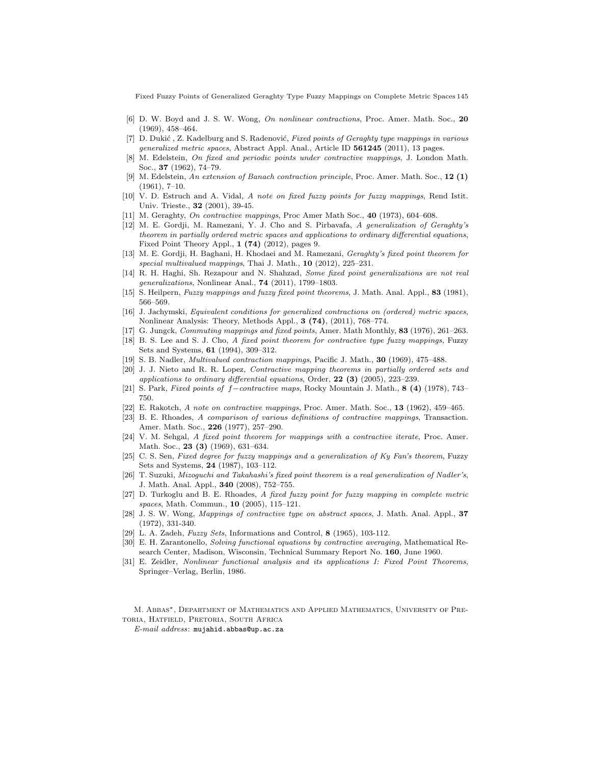[6] D. W. Boyd and J. S. W. Wong, *On nonlinear contractions*, Proc. Amer. Math. Soc., **20** (1969), 458–464.

[7] D. Dukić , Z. Kadelburg and S. Radenović, *Fixed points of Geraghty type mappings in various generalized metric spaces*, Abstract Appl. Anal., Article ID **561245** (2011), 13 pages.

[8] M. Edelstein, *On fixed and periodic points under contractive mappings*, J. London Math. Soc., **37** (1962), 74–79.

[9] M. Edelstein, *An extension of Banach contraction principle*, Proc. Amer. Math. Soc., **12 (1)** (1961), 7–10.

[10] V. D. Estruch and A. Vidal, *A note on fixed fuzzy points for fuzzy mappings*, Rend Istit. Univ. Trieste., **32** (2001), 39-45.

[11] M. Geraghty, *On contractive mappings*, Proc Amer Math Soc., **40** (1973), 604–608.

[12] M. E. Gordji, M. Ramezani, Y. J. Cho and S. Pirbavafa, *A generalization of Geraghty's theorem in partially ordered metric spaces and applications to ordinary differential equations*, Fixed Point Theory Appl., **1 (74)** (2012), pages 9.

[13] M. E. Gordji, H. Baghani, H. Khodaei and M. Ramezani, *Geraghty's fixed point theorem for special multivalued mappings*, Thai J. Math., **10** (2012), 225–231.

[14] R. H. Haghi, Sh. Rezapour and N. Shahzad, *Some fixed point generalizations are not real generalizations*, Nonlinear Anal., **74** (2011), 1799–1803.

[15] S. Heilpern, *Fuzzy mappings and fuzzy fixed point theorems*, J. Math. Anal. Appl., **83** (1981), 566–569.

[16] J. Jachymski, *Equivalent conditions for generalized contractions on (ordered) metric spaces*, Nonlinear Analysis: Theory, Methods Appl., **3 (74)**, (2011), 768–774.

[17] G. Jungck, *Commuting mappings and fixed points*, Amer. Math Monthly, **83** (1976), 261–263.

[18] B. S. Lee and S. J. Cho, *A fixed point theorem for contractive type fuzzy mappings*, Fuzzy Sets and Systems, **61** (1994), 309–312.

[19] S. B. Nadler, *Multivalued contraction mappings*, Pacific J. Math., **30** (1969), 475–488.

[20] J. J. Nieto and R. R. Lopez, *Contractive mapping theorems in partially ordered sets and applications to ordinary differential equations*, Order, **22 (3)** (2005), 223–239.

[21] S. Park, *Fixed points of $f-$contractive maps*, Rocky Mountain J. Math., **8 (4)** (1978), 743–750.

[22] E. Rakotch, *A note on contractive mappings*, Proc. Amer. Math. Soc., **13** (1962), 459–465.

[23] B. E. Rhoades, *A comparison of various definitions of contractive mappings*, Transaction. Amer. Math. Soc., **226** (1977), 257–290.

[24] V. M. Sehgal, *A fixed point theorem for mappings with a contractive iterate*, Proc. Amer. Math. Soc., **23 (3)** (1969), 631–634.

[25] C. S. Sen, *Fixed degree for fuzzy mappings and a generalization of Ky Fan's theorem*, Fuzzy Sets and Systems, **24** (1987), 103–112.

[26] T. Suzuki, *Mizoguchi and Takahashi's fixed point theorem is a real generalization of Nadler's*, J. Math. Anal. Appl., **340** (2008), 752–755.

[27] D. Turkoglu and B. E. Rhoades, *A fixed fuzzy point for fuzzy mapping in complete metric spaces*, Math. Commun., **10** (2005), 115–121.

[28] J. S. W. Wong, *Mappings of contractive type on abstract spaces*, J. Math. Anal. Appl., **37** (1972), 331-340.

[29] L. A. Zadeh, *Fuzzy Sets*, Informations and Control, **8** (1965), 103-112.

[30] E. H. Zarantonello, *Solving functional equations by contractive averaging*, Mathematical Research Center, Madison, Wisconsin, Technical Summary Report No. **160**, June 1960.

[31] E. Zeidler, *Nonlinear functional analysis and its applications I: Fixed Point Theorems*, Springer–Verlag, Berlin, 1986.

M. Abbas*, Department of Mathematics and Applied Mathematics, University of Pretoria, Hatfield, Pretoria, South Africa

*E-mail address*: mujahid.abbas@up.ac.za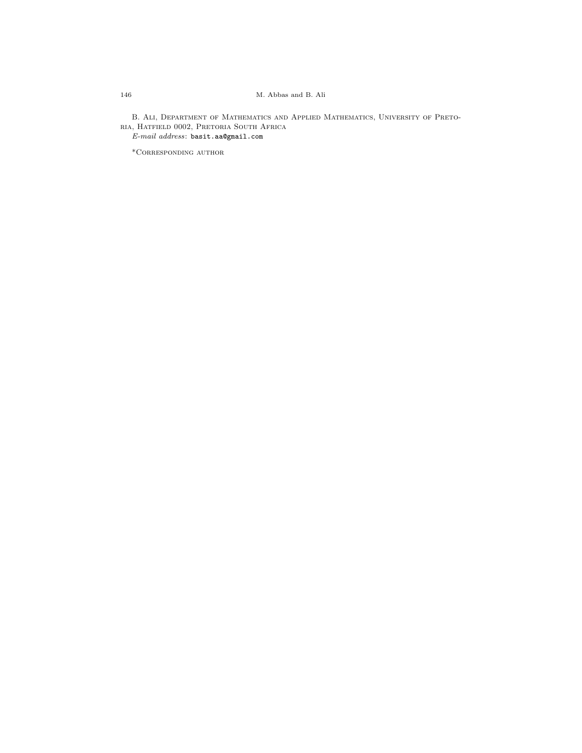B. Ali, Department of Mathematics and Applied Mathematics, University of Pretoria, Hatfield 0002, Pretoria South Africa
*E-mail address*: basit.aa@gmail.com

*Corresponding author